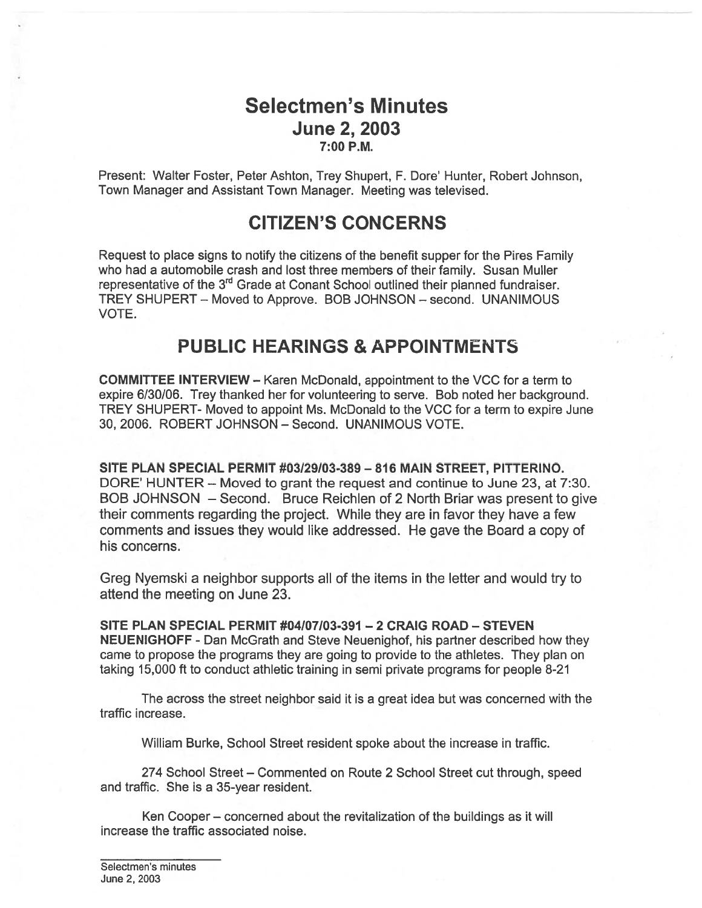# Selectmen's Minutes

## June 2, 2003

### 7:00 P.M.

Present: Walter Foster, Peter Ashton, Trey Shupert, F. Dore' Hunter, Robert Johnson, Town Manager and Assistant Town Manager. Meeting was televised.

## CITIZEN'S CONCERNS

Request to place signs to notify the citizens of the benefit supper for the Pires Family who had a automobile crash and lost three members of their family. Susan Muller representative of the 3rd Grade at Conant School outlined their planned fundraiser. TREY SHUPERT – Moved to Approve. BOB JOHNSON – second. UNANIMOUS VOTE.

## PUBLIC HEARINGS & APPOINTMENTS

**COMMITTEE INTERVIEW** – Karen McDonald, appointment to the VCC for a term to expire 6/30/06. Trey thanked her for volunteering to serve. Bob noted her background. TREY SHUPERT- Moved to appoint Ms. McDonald to the VCC for a term to expire June 30, 2006. ROBERT JOHNSON – Second. UNANIMOUS VOTE.

**SITE PLAN SPECIAL PERMIT #03/29/03-389 – 816 MAIN STREET, PITTERINO.** DORE' HUNTER – Moved to grant the request and continue to June 23, at 7:30. BOB JOHNSON – Second. Bruce Reichlen of 2 North Briar was present to give their comments regarding the project. While they are in favor they have a few comments and issues they would like addressed. He gave the Board a copy of his concerns.

Greg Nyemski a neighbor supports all of the items in the letter and would try to attend the meeting on June 23.

**SITE PLAN SPECIAL PERMIT #04/07/03-391 – 2 CRAIG ROAD – STEVEN NEUENIGHOFF** - Dan McGrath and Steve Neuenighof, his partner described how they came to propose the programs they are going to provide to the athletes. They plan on taking 15,000 ft to conduct athletic training in semi private programs for people 8-21

The across the street neighbor said it is a great idea but was concerned with the traffic increase.

William Burke, School Street resident spoke about the increase in traffic.

274 School Street – Commented on Route 2 School Street cut through, speed and traffic. She is a 35-year resident.

Ken Cooper – concerned about the revitalization of the buildings as it will increase the traffic associated noise.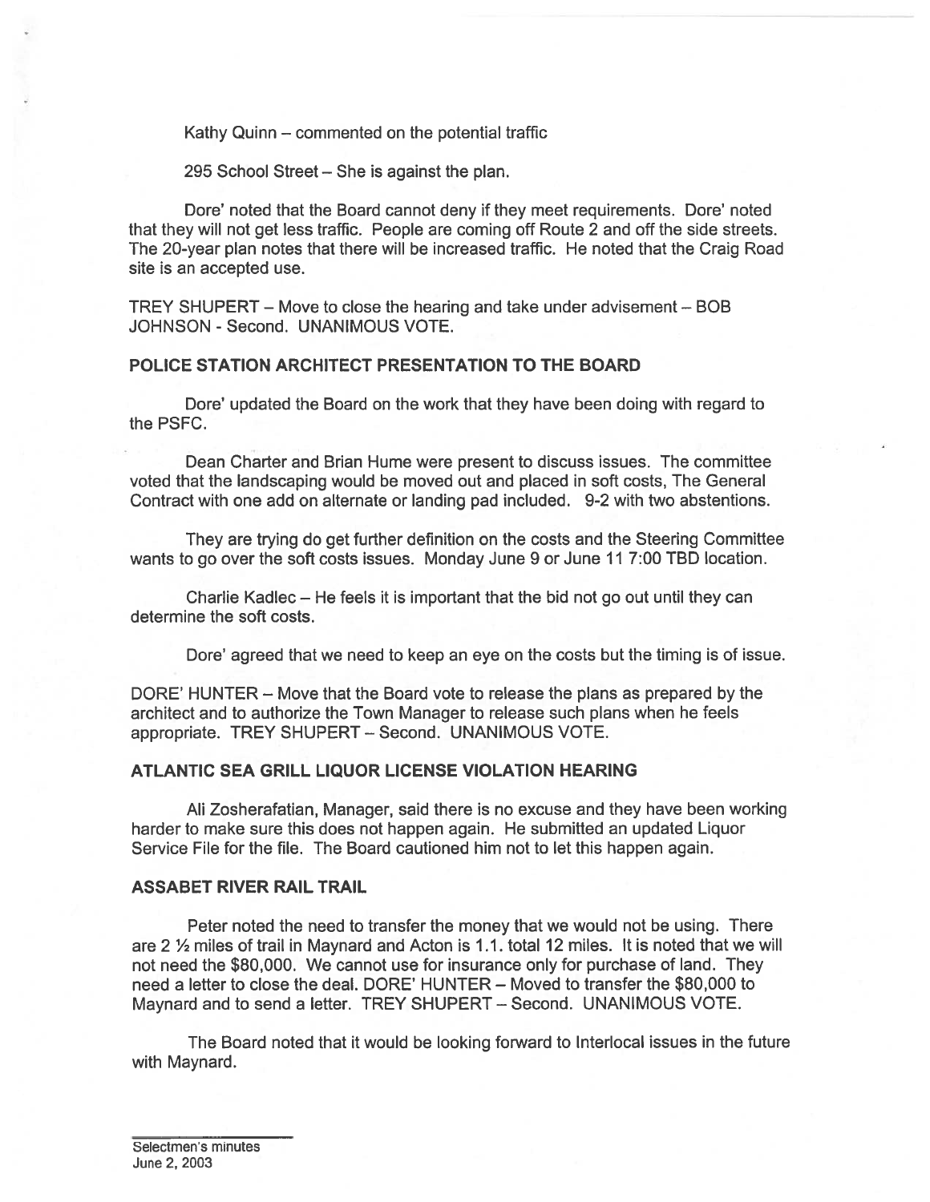Kathy Quinn – commented on the potential traffic

295 School Street – She is against the plan.

Dore' noted that the Board cannot deny if they meet requirements. Dore' noted that they will not get less traffic. People are coming off Route 2 and off the side streets. The 20-year plan notes that there will be increased traffic. He noted that the Craig Road site is an accepted use.

TREY SHUPERT – Move to close the hearing and take under advisement – BOB JOHNSON - Second. UNANIMOUS VOTE.

## POLICE STATION ARCHITECT PRESENTATION TO THE BOARD

Dore' updated the Board on the work that they have been doing with regard to the PSFC.

Dean Charter and Brian Hume were present to discuss issues. The committee voted that the landscaping would be moved out and placed in soft costs, The General Contract with one add on alternate or landing pad included. 9-2 with two abstentions.

They are trying do get further definition on the costs and the Steering Committee wants to go over the soft costs issues. Monday June 9 or June 11 7:00 TBD location.

Charlie Kadlec – He feels it is important that the bid not go out until they can determine the soft costs.

Dore' agreed that we need to keep an eye on the costs but the timing is of issue.

DORE' HUNTER – Move that the Board vote to release the plans as prepared by the architect and to authorize the Town Manager to release such plans when he feels appropriate. TREY SHUPERT – Second. UNANIMOUS VOTE.

## ATLANTIC SEA GRILL LIQUOR LICENSE VIOLATION HEARING

Ali Zosherafatian, Manager, said there is no excuse and they have been working harder to make sure this does not happen again. He submitted an updated Liquor Service File for the file. The Board cautioned him not to let this happen again.

## ASSABET RIVER RAIL TRAIL

Peter noted the need to transfer the money that we would not be using. There are 2 ½ miles of trail in Maynard and Acton is 1.1. total 12 miles. It is noted that we will not need the $80,000. We cannot use for insurance only for purchase of land. They need a letter to close the deal. DORE' HUNTER – Moved to transfer the $80,000 to Maynard and to send a letter. TREY SHUPERT – Second. UNANIMOUS VOTE.

The Board noted that it would be looking forward to Interlocal issues in the future with Maynard.

Selectmen's minutes
June 2, 2003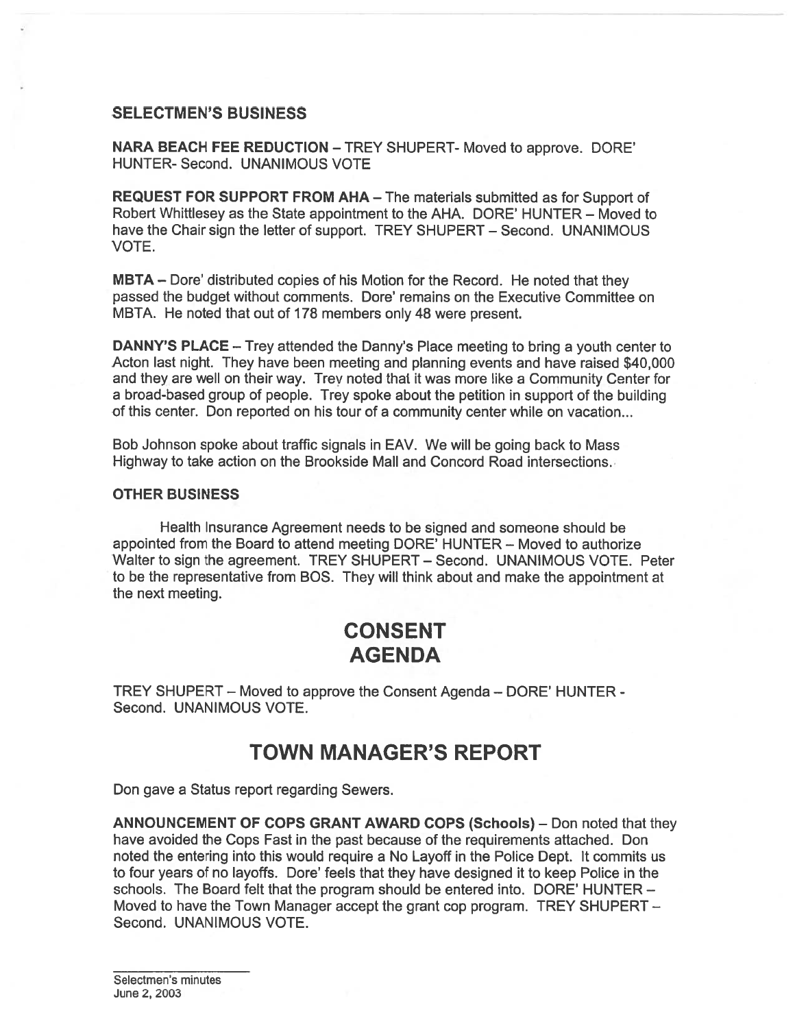## SELECTMEN'S BUSINESS

**NARA BEACH FEE REDUCTION** – TREY SHUPERT- Moved to approve. DORE' HUNTER- Second. UNANIMOUS VOTE

**REQUEST FOR SUPPORT FROM AHA** – The materials submitted as for Support of Robert Whittlesey as the State appointment to the AHA. DORE' HUNTER – Moved to have the Chair sign the letter of support. TREY SHUPERT – Second. UNANIMOUS VOTE.

**MBTA** – Dore' distributed copies of his Motion for the Record. He noted that they passed the budget without comments. Dore' remains on the Executive Committee on MBTA. He noted that out of 178 members only 48 were present.

**DANNY'S PLACE** – Trey attended the Danny's Place meeting to bring a youth center to Acton last night. They have been meeting and planning events and have raised $40,000 and they are well on their way. Trey noted that it was more like a Community Center for a broad-based group of people. Trey spoke about the petition in support of the building of this center. Don reported on his tour of a community center while on vacation...

Bob Johnson spoke about traffic signals in EAV. We will be going back to Mass Highway to take action on the Brookside Mall and Concord Road intersections.

## OTHER BUSINESS

Health Insurance Agreement needs to be signed and someone should be appointed from the Board to attend meeting DORE' HUNTER – Moved to authorize Walter to sign the agreement. TREY SHUPERT – Second. UNANIMOUS VOTE. Peter to be the representative from BOS. They will think about and make the appointment at the next meeting.

# CONSENT AGENDA

TREY SHUPERT – Moved to approve the Consent Agenda – DORE' HUNTER - Second. UNANIMOUS VOTE.

# TOWN MANAGER'S REPORT

Don gave a Status report regarding Sewers.

**ANNOUNCEMENT OF COPS GRANT AWARD COPS (Schools)** – Don noted that they have avoided the Cops Fast in the past because of the requirements attached. Don noted the entering into this would require a No Layoff in the Police Dept. It commits us to four years of no layoffs. Dore' feels that they have designed it to keep Police in the schools. The Board felt that the program should be entered into. DORE' HUNTER – Moved to have the Town Manager accept the grant cop program. TREY SHUPERT – Second. UNANIMOUS VOTE.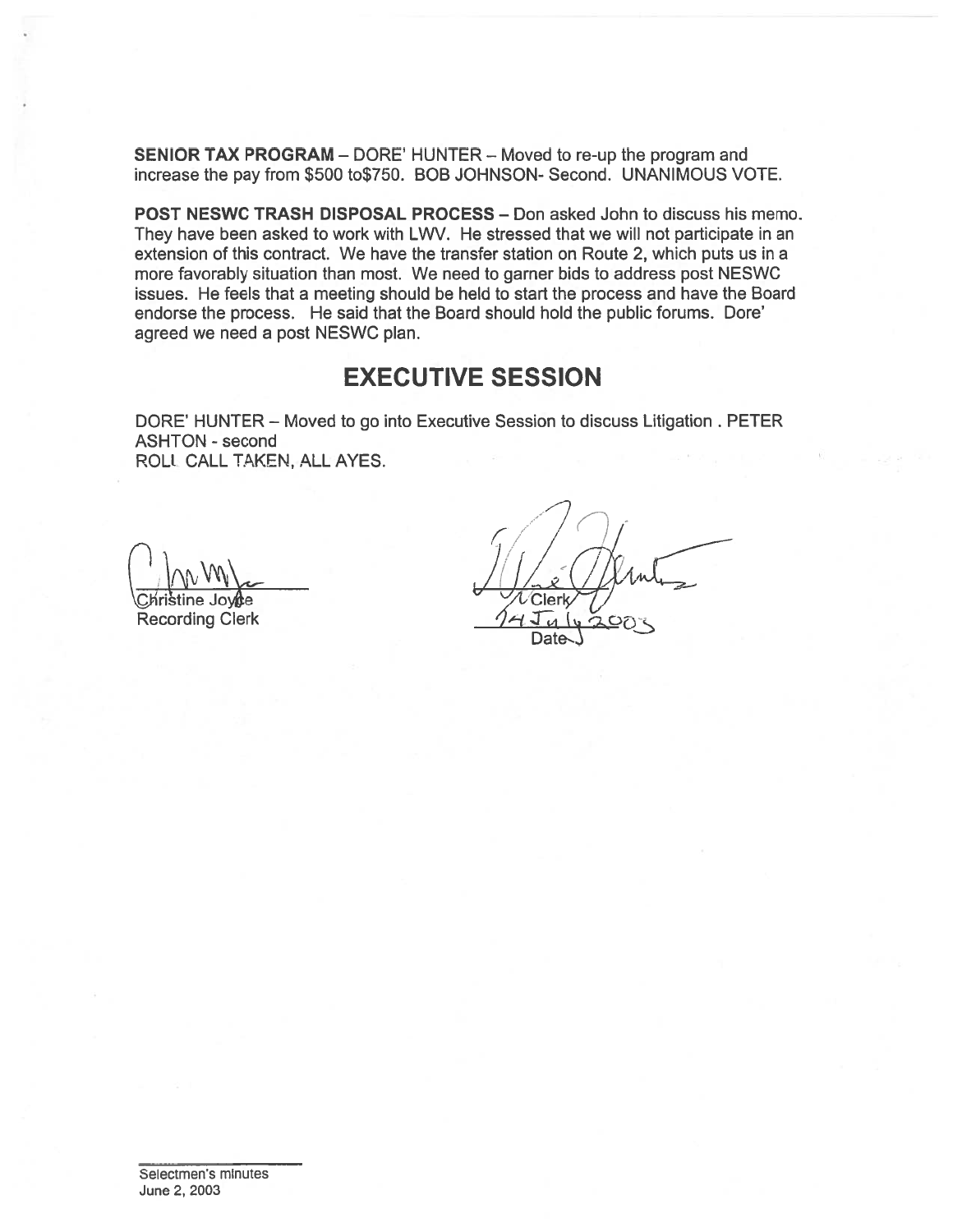**SENIOR TAX PROGRAM** – DORE' HUNTER – Moved to re-up the program and increase the pay from $500 to$750. BOB JOHNSON- Second. UNANIMOUS VOTE.

**POST NESWC TRASH DISPOSAL PROCESS** – Don asked John to discuss his memo. They have been asked to work with LWV. He stressed that we will not participate in an extension of this contract. We have the transfer station on Route 2, which puts us in a more favorably situation than most. We need to garner bids to address post NESWC issues. He feels that a meeting should be held to start the process and have the Board endorse the process. He said that the Board should hold the public forums. Dore' agreed we need a post NESWC plan.

## EXECUTIVE SESSION

DORE' HUNTER – Moved to go into Executive Session to discuss Litigation . PETER ASHTON - second
ROLL CALL TAKEN, ALL AYES.

Christine Joyce
Recording Clerk

Clerk
14 July 2003
Date

Selectmen's minutes
June 2, 2003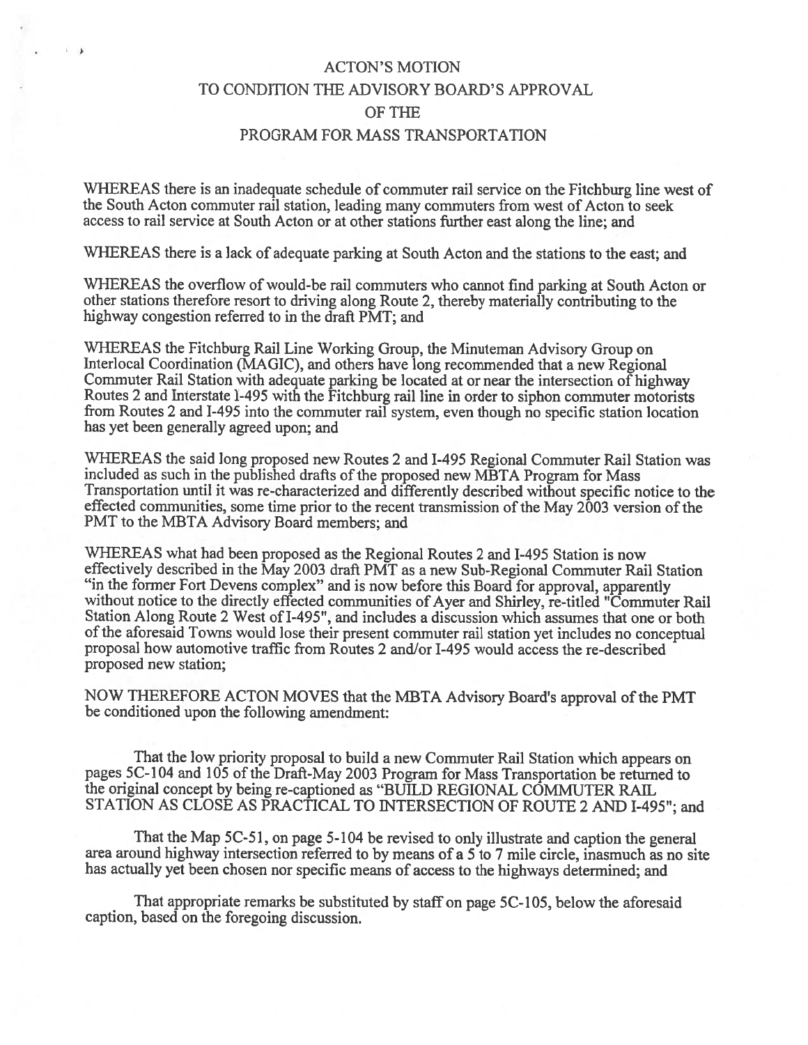# ACTON'S MOTION
# TO CONDITION THE ADVISORY BOARD'S APPROVAL
# OF THE
# PROGRAM FOR MASS TRANSPORTATION

WHEREAS there is an inadequate schedule of commuter rail service on the Fitchburg line west of the South Acton commuter rail station, leading many commuters from west of Acton to seek access to rail service at South Acton or at other stations further east along the line; and

WHEREAS there is a lack of adequate parking at South Acton and the stations to the east; and

WHEREAS the overflow of would-be rail commuters who cannot find parking at South Acton or other stations therefore resort to driving along Route 2, thereby materially contributing to the highway congestion referred to in the draft PMT; and

WHEREAS the Fitchburg Rail Line Working Group, the Minuteman Advisory Group on Interlocal Coordination (MAGIC), and others have long recommended that a new Regional Commuter Rail Station with adequate parking be located at or near the intersection of highway Routes 2 and Interstate 1-495 with the Fitchburg rail line in order to siphon commuter motorists from Routes 2 and I-495 into the commuter rail system, even though no specific station location has yet been generally agreed upon; and

WHEREAS the said long proposed new Routes 2 and I-495 Regional Commuter Rail Station was included as such in the published drafts of the proposed new MBTA Program for Mass Transportation until it was re-characterized and differently described without specific notice to the effected communities, some time prior to the recent transmission of the May 2003 version of the PMT to the MBTA Advisory Board members; and

WHEREAS what had been proposed as the Regional Routes 2 and I-495 Station is now effectively described in the May 2003 draft PMT as a new Sub-Regional Commuter Rail Station "in the former Fort Devens complex" and is now before this Board for approval, apparently without notice to the directly effected communities of Ayer and Shirley, re-titled "Commuter Rail Station Along Route 2 West of I-495", and includes a discussion which assumes that one or both of the aforesaid Towns would lose their present commuter rail station yet includes no conceptual proposal how automotive traffic from Routes 2 and/or I-495 would access the re-described proposed new station;

NOW THEREFORE ACTON MOVES that the MBTA Advisory Board's approval of the PMT be conditioned upon the following amendment:

That the low priority proposal to build a new Commuter Rail Station which appears on pages 5C-104 and 105 of the Draft-May 2003 Program for Mass Transportation be returned to the original concept by being re-captioned as "BUILD REGIONAL COMMUTER RAIL STATION AS CLOSE AS PRACTICAL TO INTERSECTION OF ROUTE 2 AND I-495"; and

That the Map 5C-51, on page 5-104 be revised to only illustrate and caption the general area around highway intersection referred to by means of a 5 to 7 mile circle, inasmuch as no site has actually yet been chosen nor specific means of access to the highways determined; and

That appropriate remarks be substituted by staff on page 5C-105, below the aforesaid caption, based on the foregoing discussion.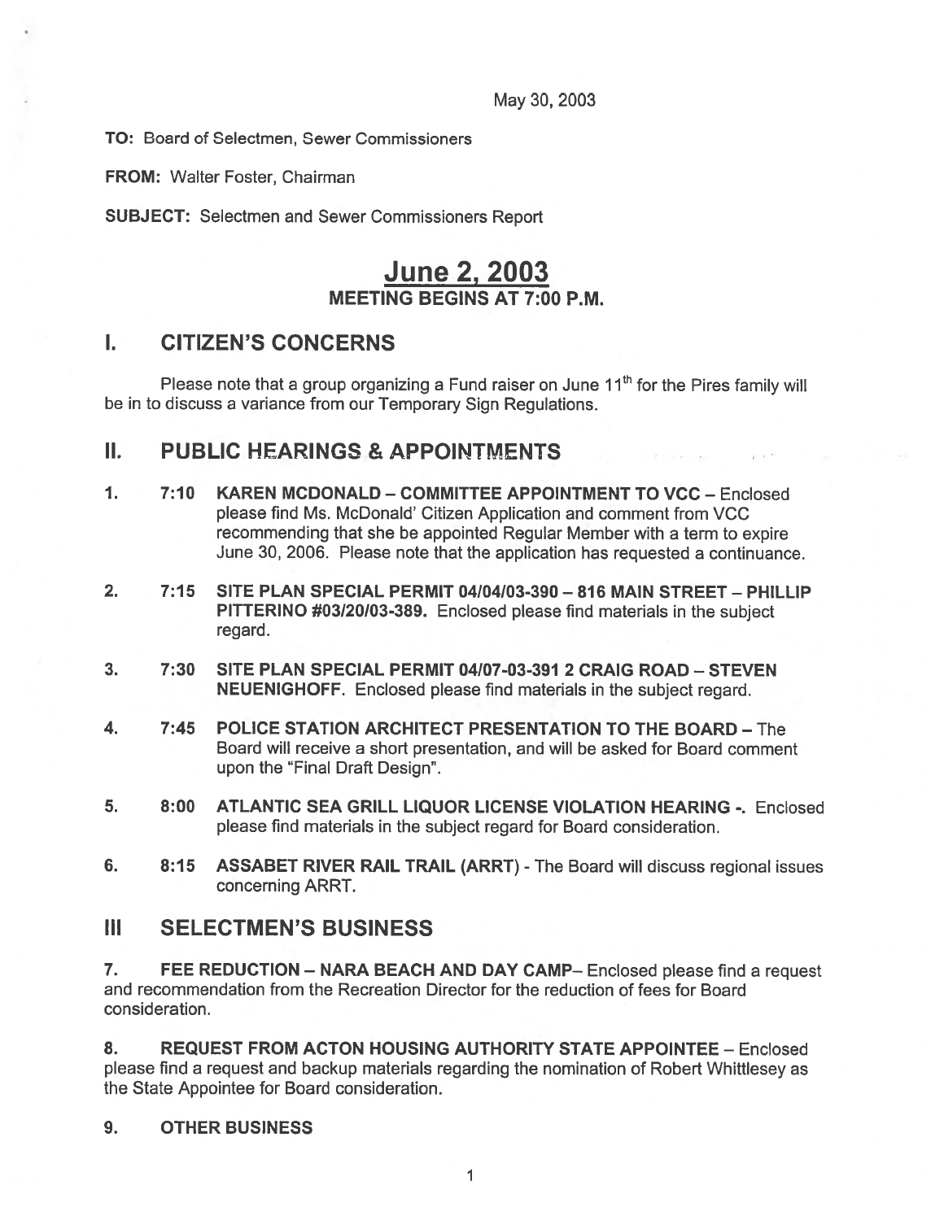May 30, 2003

**TO:** Board of Selectmen, Sewer Commissioners

**FROM:** Walter Foster, Chairman

**SUBJECT:** Selectmen and Sewer Commissioners Report

# June 2, 2003

## MEETING BEGINS AT 7:00 P.M.

## I. CITIZEN'S CONCERNS

Please note that a group organizing a Fund raiser on June 11th for the Pires family will be in to discuss a variance from our Temporary Sign Regulations.

## II. PUBLIC HEARINGS & APPOINTMENTS

1. **7:10 KAREN MCDONALD – COMMITTEE APPOINTMENT TO VCC** – Enclosed please find Ms. McDonald' Citizen Application and comment from VCC recommending that she be appointed Regular Member with a term to expire June 30, 2006. Please note that the application has requested a continuance.

2. **7:15 SITE PLAN SPECIAL PERMIT 04/04/03-390 – 816 MAIN STREET – PHILLIP PITTERINO #03/20/03-389.** Enclosed please find materials in the subject regard.

3. **7:30 SITE PLAN SPECIAL PERMIT 04/07-03-391 2 CRAIG ROAD – STEVEN NEUENIGHOFF.** Enclosed please find materials in the subject regard.

4. **7:45 POLICE STATION ARCHITECT PRESENTATION TO THE BOARD** – The Board will receive a short presentation, and will be asked for Board comment upon the "Final Draft Design".

5. **8:00 ATLANTIC SEA GRILL LIQUOR LICENSE VIOLATION HEARING -.** Enclosed please find materials in the subject regard for Board consideration.

6. **8:15 ASSABET RIVER RAIL TRAIL (ARRT)** - The Board will discuss regional issues concerning ARRT.

## III SELECTMEN'S BUSINESS

7. **FEE REDUCTION – NARA BEACH AND DAY CAMP**– Enclosed please find a request and recommendation from the Recreation Director for the reduction of fees for Board consideration.

8. **REQUEST FROM ACTON HOUSING AUTHORITY STATE APPOINTEE** – Enclosed please find a request and backup materials regarding the nomination of Robert Whittlesey as the State Appointee for Board consideration.

9. **OTHER BUSINESS**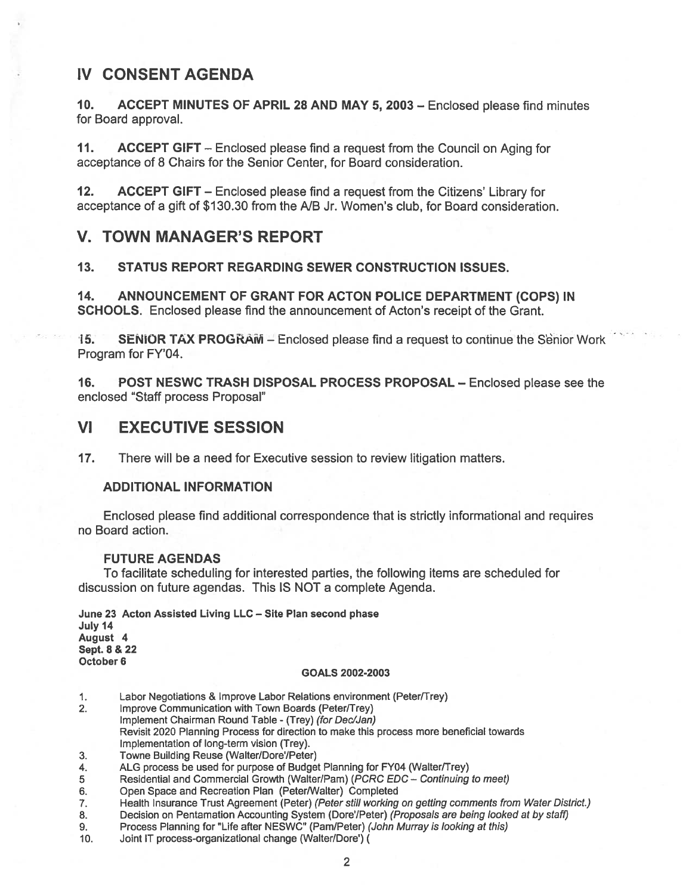## IV CONSENT AGENDA

**10. ACCEPT MINUTES OF APRIL 28 AND MAY 5, 2003** – Enclosed please find minutes for Board approval.

**11. ACCEPT GIFT** – Enclosed please find a request from the Council on Aging for acceptance of 8 Chairs for the Senior Center, for Board consideration.

**12. ACCEPT GIFT** – Enclosed please find a request from the Citizens' Library for acceptance of a gift of $130.30 from the A/B Jr. Women's club, for Board consideration.

## V. TOWN MANAGER'S REPORT

**13. STATUS REPORT REGARDING SEWER CONSTRUCTION ISSUES.**

**14. ANNOUNCEMENT OF GRANT FOR ACTON POLICE DEPARTMENT (COPS) IN SCHOOLS.** Enclosed please find the announcement of Acton's receipt of the Grant.

**15. SENIOR TAX PROGRAM** – Enclosed please find a request to continue the Senior Work Program for FY'04.

**16. POST NESWC TRASH DISPOSAL PROCESS PROPOSAL** – Enclosed please see the enclosed "Staff process Proposal"

## VI EXECUTIVE SESSION

17. There will be a need for Executive session to review litigation matters.

### ADDITIONAL INFORMATION

Enclosed please find additional correspondence that is strictly informational and requires no Board action.

### FUTURE AGENDAS

To facilitate scheduling for interested parties, the following items are scheduled for discussion on future agendas. This IS NOT a complete Agenda.

**June 23 Acton Assisted Living LLC – Site Plan second phase**
**July 14**
**August 4**
**Sept. 8 & 22**
**October 6**

**GOALS 2002-2003**

1. Labor Negotiations & Improve Labor Relations environment (Peter/Trey)
2. Improve Communication with Town Boards (Peter/Trey)
   Implement Chairman Round Table - (Trey) *(for Dec/Jan)*
   Revisit 2020 Planning Process for direction to make this process more beneficial towards Implementation of long-term vision (Trey).
3. Towne Building Reuse (Walter/Dore'/Peter)
4. ALG process be used for purpose of Budget Planning for FY04 (Walter/Trey)
5. Residential and Commercial Growth (Walter/Pam) *(PCRC EDC – Continuing to meet)*
6. Open Space and Recreation Plan (Peter/Walter) Completed
7. Health Insurance Trust Agreement (Peter) *(Peter still working on getting comments from Water District.)*
8. Decision on Pentamation Accounting System (Dore'/Peter) *(Proposals are being looked at by staff)*
9. Process Planning for "Life after NESWC" (Pam/Peter) *(John Murray is looking at this)*
10. Joint IT process-organizational change (Walter/Dore') (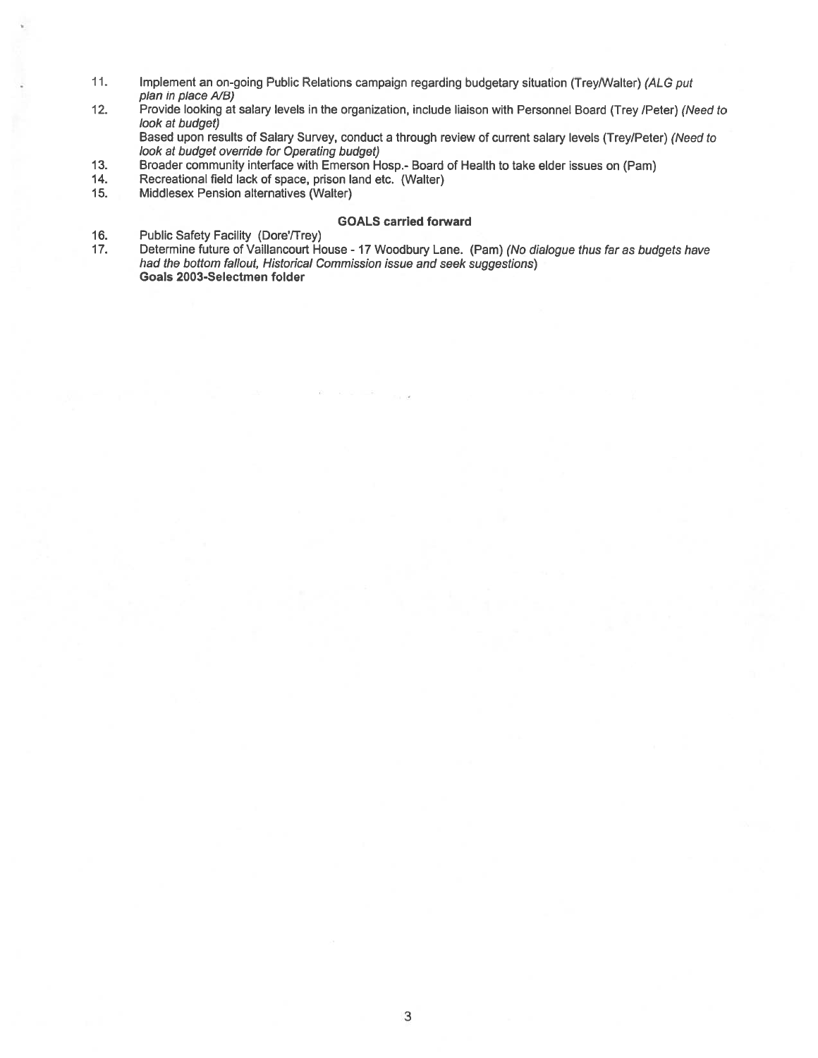11. Implement an on-going Public Relations campaign regarding budgetary situation (Trey/Walter) *(ALG put plan in place A/B)*
12. Provide looking at salary levels in the organization, include liaison with Personnel Board (Trey /Peter) *(Need to look at budget)*
    Based upon results of Salary Survey, conduct a through review of current salary levels (Trey/Peter) *(Need to look at budget override for Operating budget)*
13. Broader community interface with Emerson Hosp.- Board of Health to take elder issues on (Pam)
14. Recreational field lack of space, prison land etc. (Walter)
15. Middlesex Pension alternatives (Walter)

**GOALS carried forward**

16. Public Safety Facility (Dore'/Trey)
17. Determine future of Vaillancourt House - 17 Woodbury Lane. (Pam) *(No dialogue thus far as budgets have had the bottom fallout, Historical Commission issue and seek suggestions)*
    **Goals 2003-Selectmen folder**